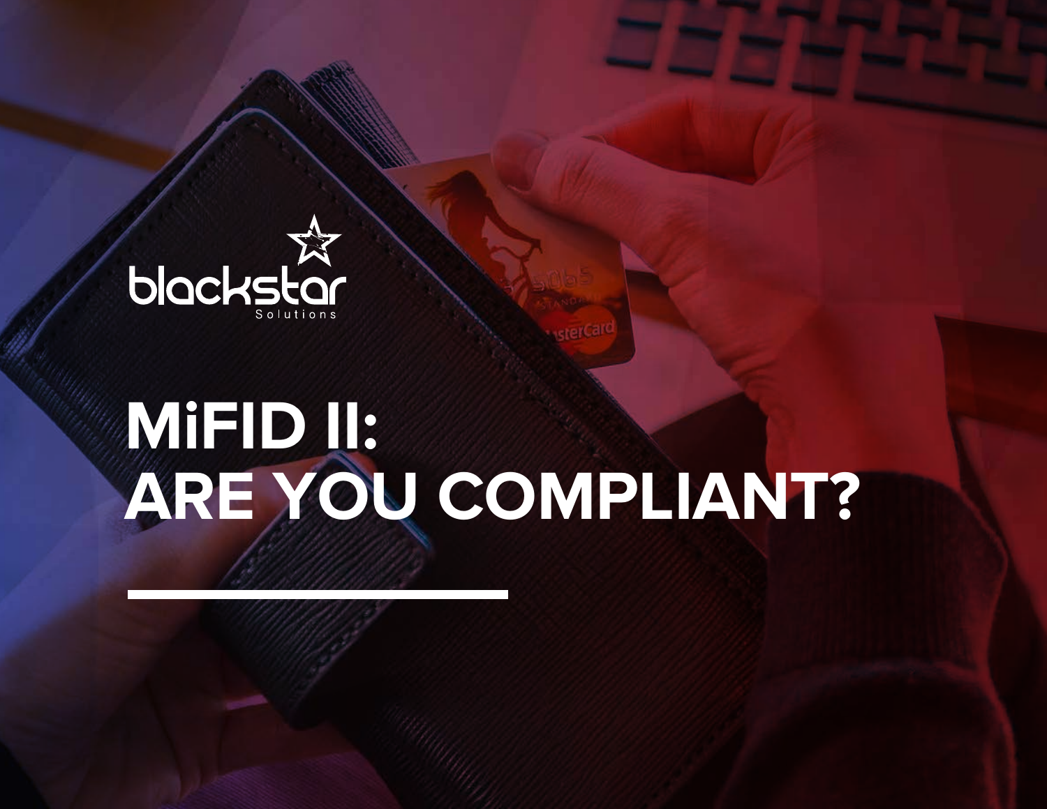blackstar Solutions

# MiFID II: ARE YOU COMPLIANT?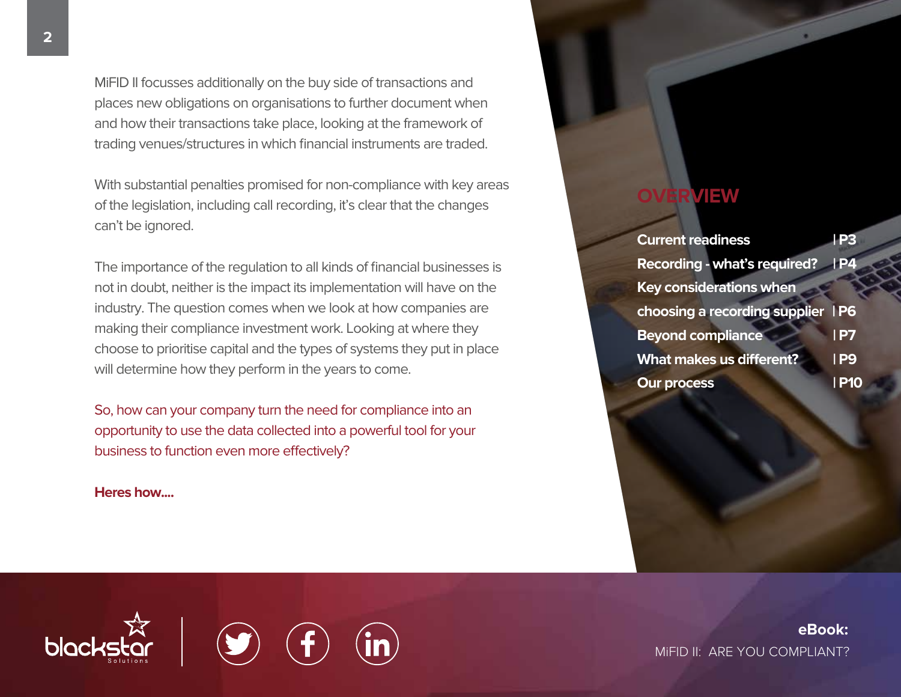MiFID II focusses additionally on the buy side of transactions and places new obligations on organisations to further document when and how their transactions take place, looking at the framework of trading venues/structures in which financial instruments are traded.

With substantial penalties promised for non-compliance with key areas of the legislation, including call recording, it's clear that the changes can't be ignored.

The importance of the regulation to all kinds of financial businesses is not in doubt, neither is the impact its implementation will have on the industry. The question comes when we look at how companies are making their compliance investment work. Looking at where they choose to prioritise capital and the types of systems they put in place will determine how they perform in the years to come.

So, how can your company turn the need for compliance into an opportunity to use the data collected into a powerful tool for your business to function even more effectively?

**Heres how....**

## OVERVIEW

**Current readiness | P3**

**Recording - what's required? | P4**

**Key considerations when choosing a recording supplier | P6**

**Beyond compliance | P7**

**What makes us different? | P9**

**Our process | P10**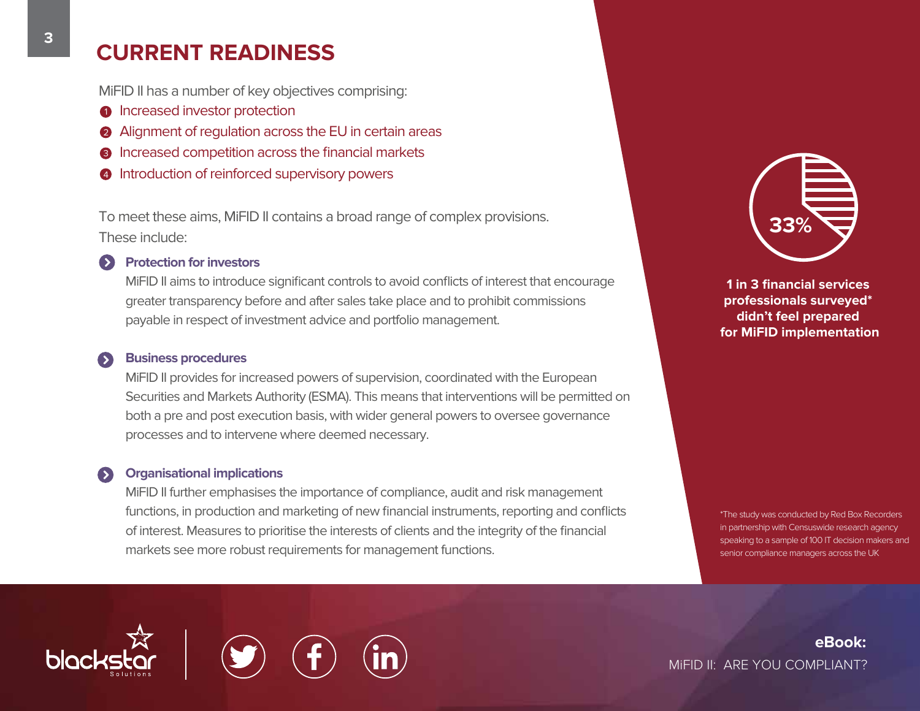# CURRENT READINESS

MiFID II has a number of key objectives comprising:

1. Increased investor protection
2. Alignment of regulation across the EU in certain areas
3. Increased competition across the financial markets
4. Introduction of reinforced supervisory powers

To meet these aims, MiFID II contains a broad range of complex provisions. These include:

### Protection for investors

MiFID II aims to introduce significant controls to avoid conflicts of interest that encourage greater transparency before and after sales take place and to prohibit commissions payable in respect of investment advice and portfolio management.

### Business procedures

MiFID II provides for increased powers of supervision, coordinated with the European Securities and Markets Authority (ESMA). This means that interventions will be permitted on both a pre and post execution basis, with wider general powers to oversee governance processes and to intervene where deemed necessary.

### Organisational implications

MiFID II further emphasises the importance of compliance, audit and risk management functions, in production and marketing of new financial instruments, reporting and conflicts of interest. Measures to prioritise the interests of clients and the integrity of the financial markets see more robust requirements for management functions.

**33%**

**1 in 3 financial services professionals surveyed\* didn't feel prepared for MiFID implementation**

\*The study was conducted by Red Box Recorders in partnership with Censuswide research agency speaking to a sample of 100 IT decision makers and senior compliance managers across the UK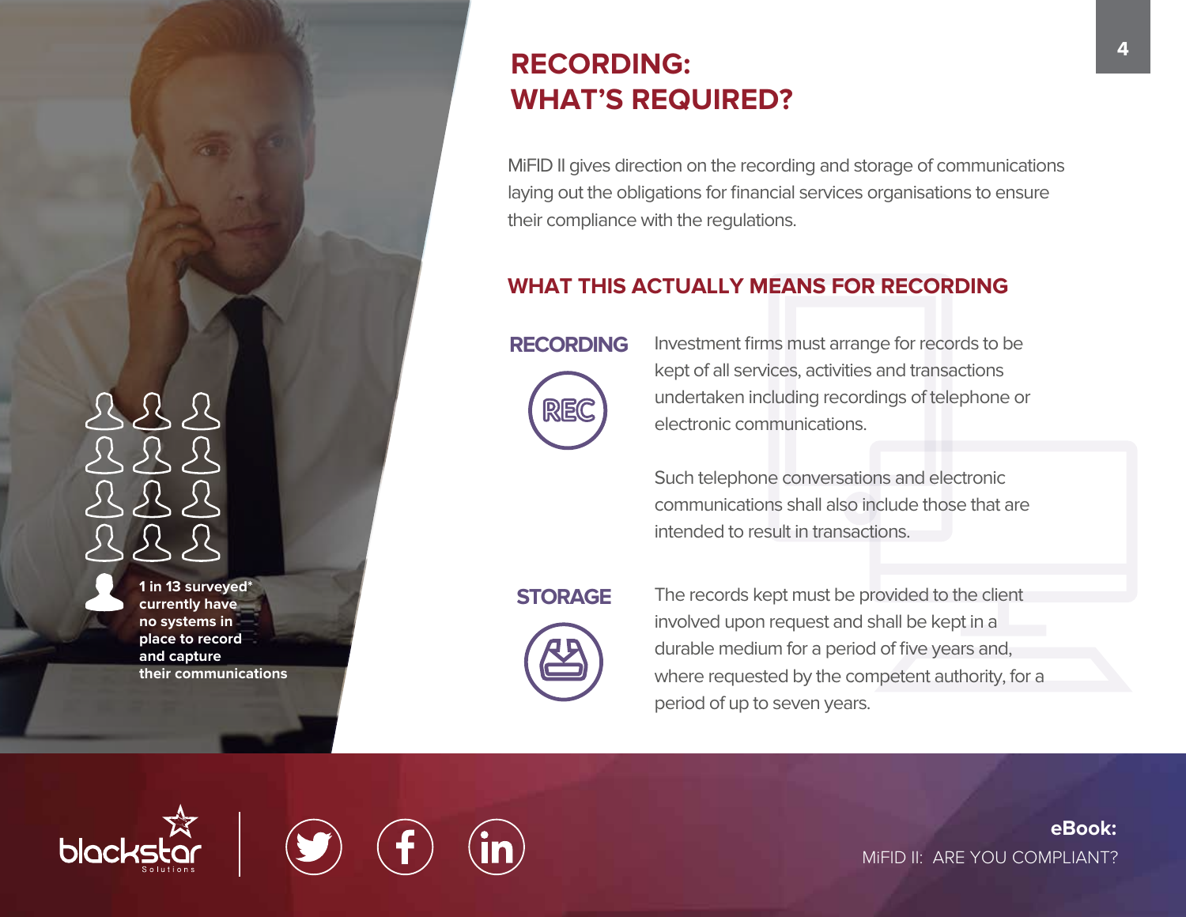# RECORDING: WHAT'S REQUIRED?

MiFID II gives direction on the recording and storage of communications laying out the obligations for financial services organisations to ensure their compliance with the regulations.

## WHAT THIS ACTUALLY MEANS FOR RECORDING

### RECORDING

Investment firms must arrange for records to be kept of all services, activities and transactions undertaken including recordings of telephone or electronic communications.

Such telephone conversations and electronic communications shall also include those that are intended to result in transactions.

### STORAGE

The records kept must be provided to the client involved upon request and shall be kept in a durable medium for a period of five years and, where requested by the competent authority, for a period of up to seven years.

**1 in 13 surveyed* currently have no systems in place to record and capture their communications**

**eBook:** MiFID II: ARE YOU COMPLIANT?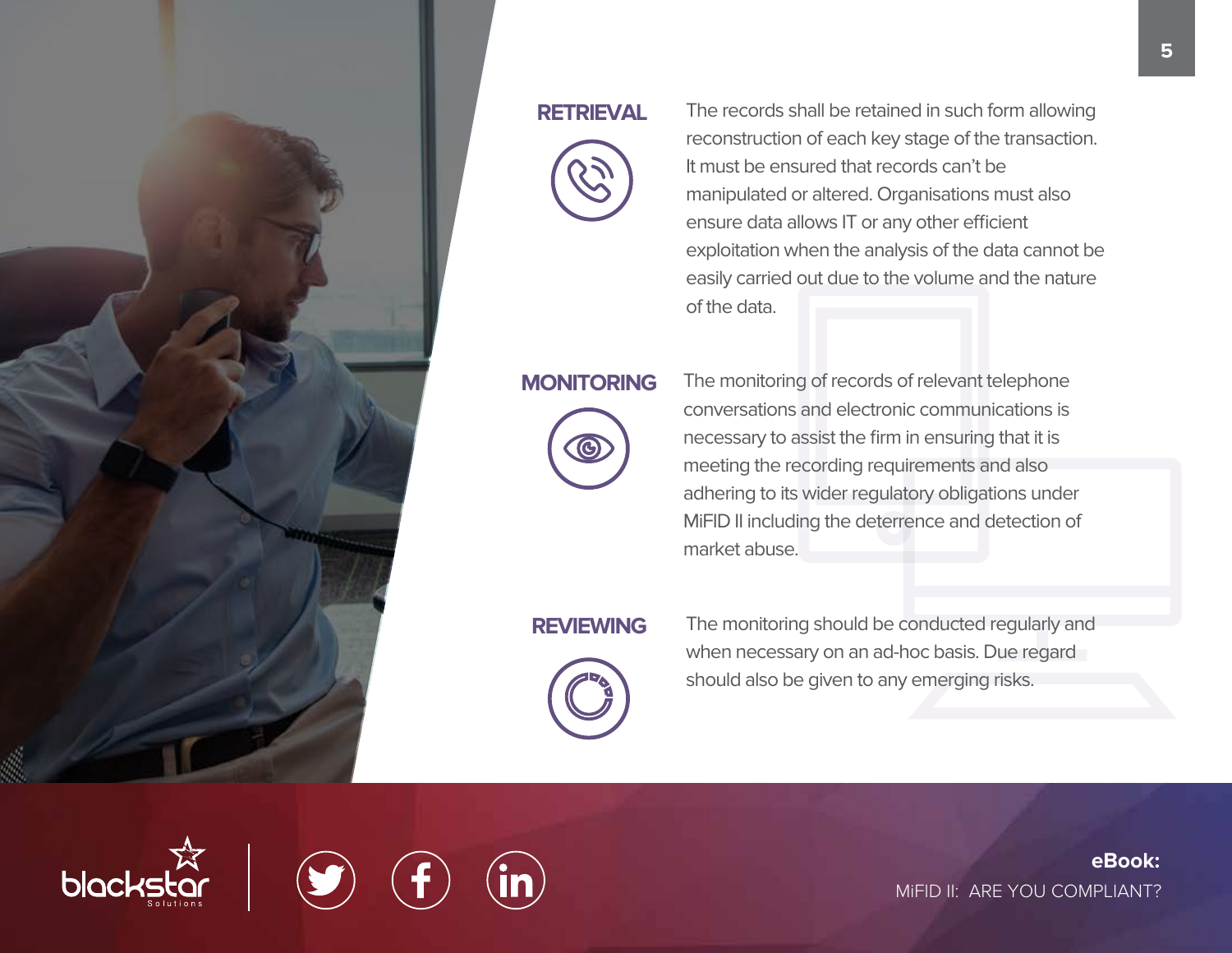## RETRIEVAL

The records shall be retained in such form allowing reconstruction of each key stage of the transaction. It must be ensured that records can't be manipulated or altered. Organisations must also ensure data allows IT or any other efficient exploitation when the analysis of the data cannot be easily carried out due to the volume and the nature of the data.

## MONITORING

The monitoring of records of relevant telephone conversations and electronic communications is necessary to assist the firm in ensuring that it is meeting the recording requirements and also adhering to its wider regulatory obligations under MiFID II including the deterrence and detection of market abuse.

## REVIEWING

The monitoring should be conducted regularly and when necessary on an ad-hoc basis. Due regard should also be given to any emerging risks.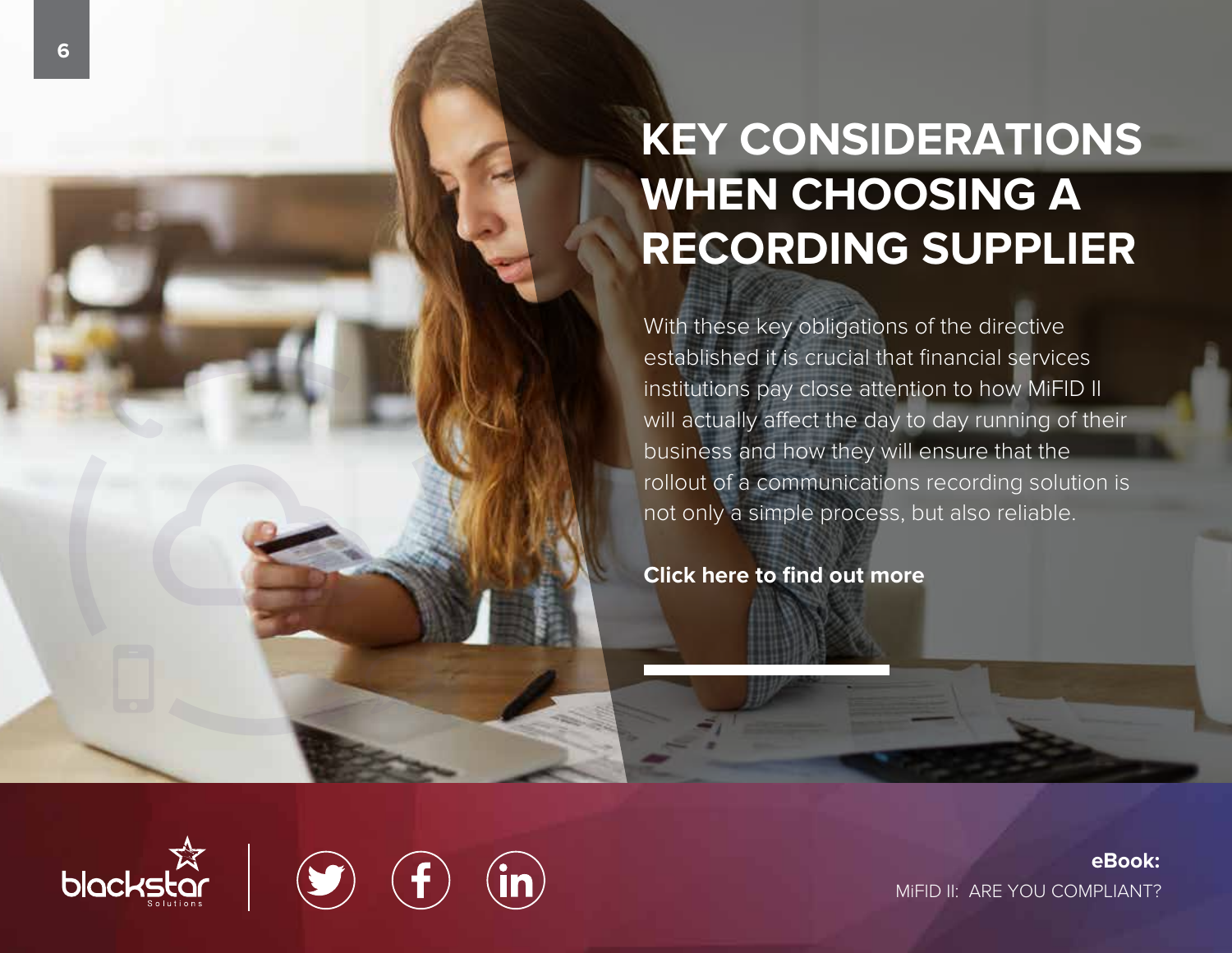# KEY CONSIDERATIONS WHEN CHOOSING A RECORDING SUPPLIER

With these key obligations of the directive established it is crucial that financial services institutions pay close attention to how MiFID II will actually affect the day to day running of their business and how they will ensure that the rollout of a communications recording solution is not only a simple process, but also reliable.

**Click here to find out more**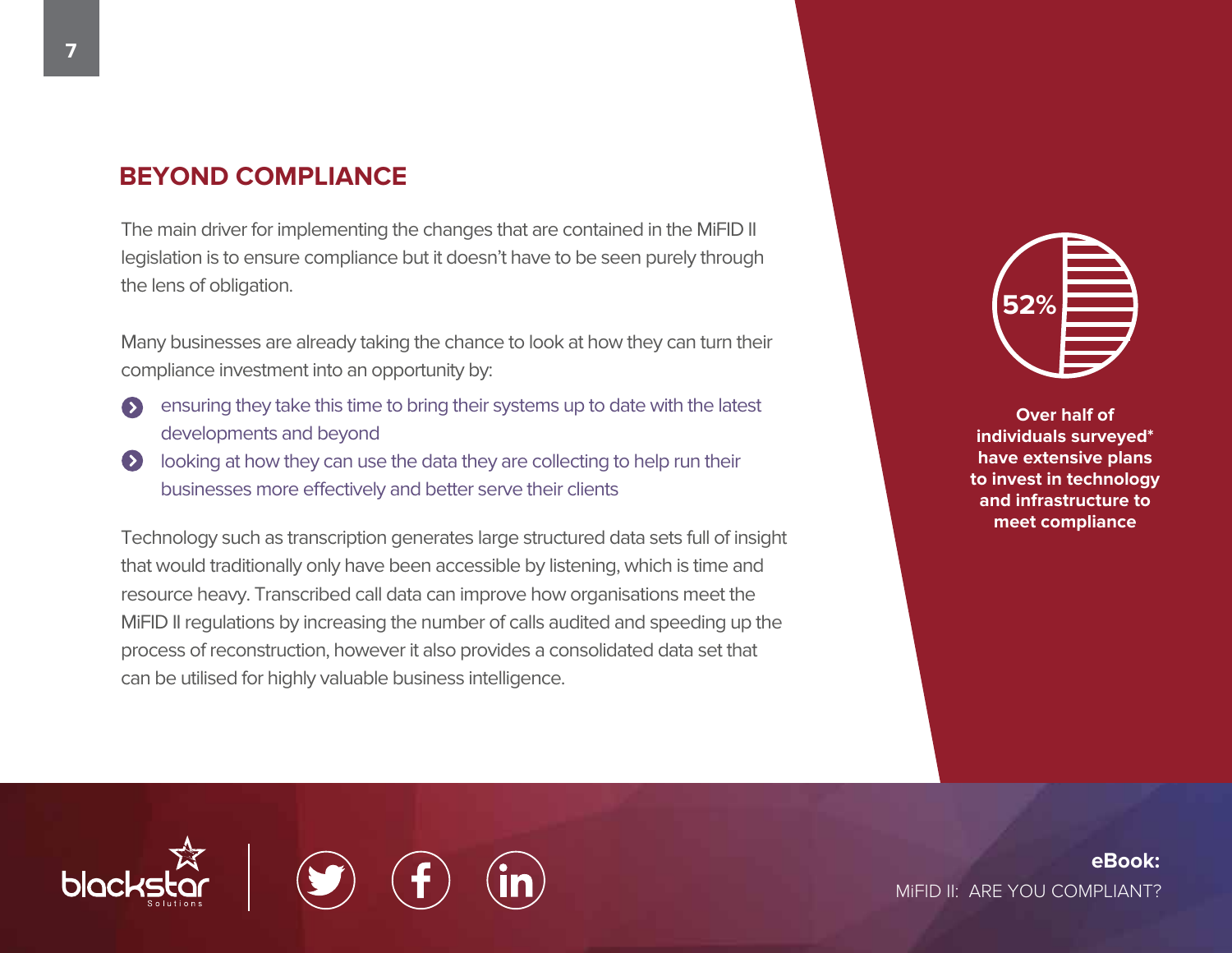## BEYOND COMPLIANCE

The main driver for implementing the changes that are contained in the MiFID II legislation is to ensure compliance but it doesn't have to be seen purely through the lens of obligation.

Many businesses are already taking the chance to look at how they can turn their compliance investment into an opportunity by:

- ensuring they take this time to bring their systems up to date with the latest developments and beyond
- looking at how they can use the data they are collecting to help run their businesses more effectively and better serve their clients

Technology such as transcription generates large structured data sets full of insight that would traditionally only have been accessible by listening, which is time and resource heavy. Transcribed call data can improve how organisations meet the MiFID II regulations by increasing the number of calls audited and speeding up the process of reconstruction, however it also provides a consolidated data set that can be utilised for highly valuable business intelligence.

**52%**

**Over half of individuals surveyed* have extensive plans to invest in technology and infrastructure to meet compliance**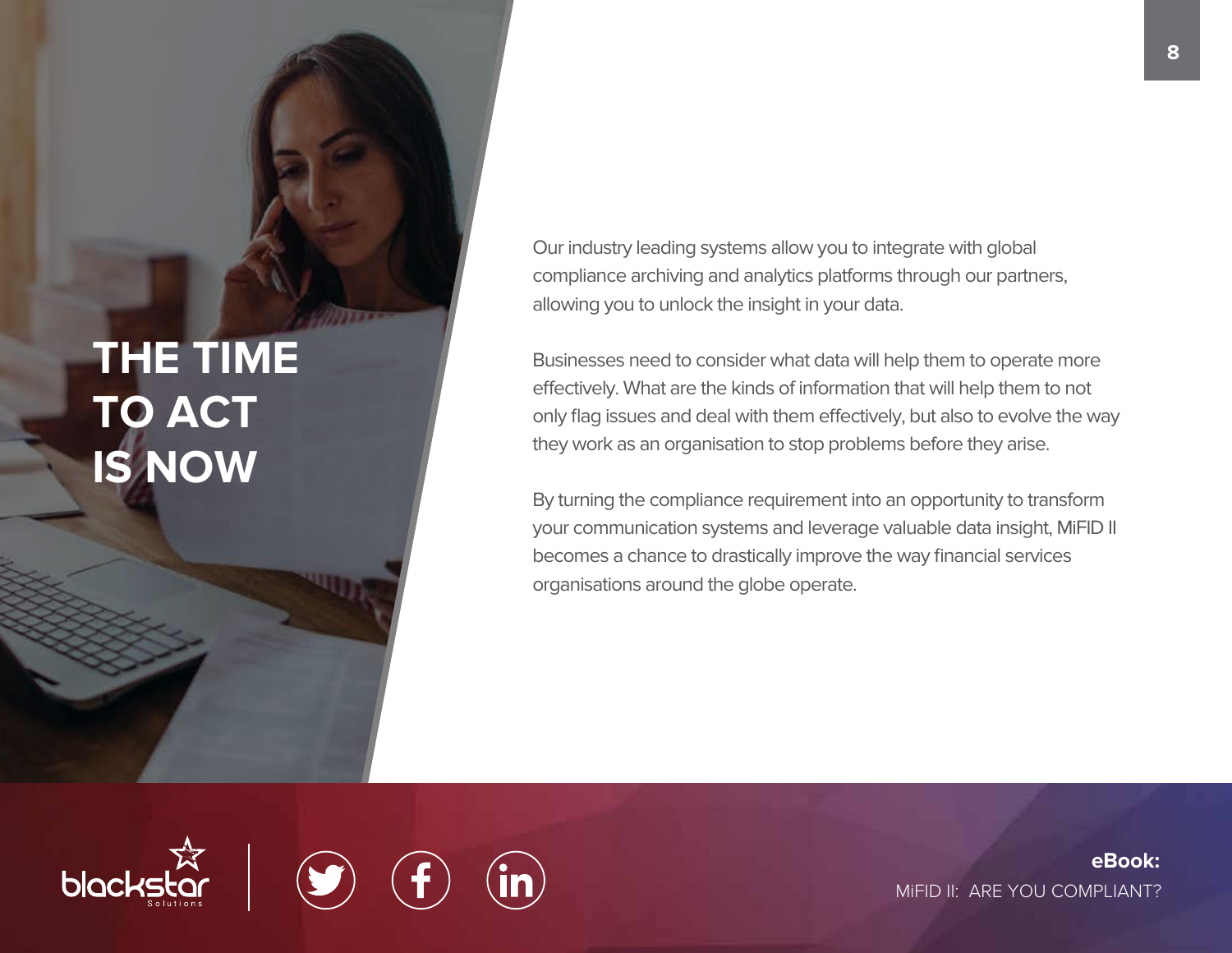# THE TIME TO ACT IS NOW

Our industry leading systems allow you to integrate with global compliance archiving and analytics platforms through our partners, allowing you to unlock the insight in your data.

Businesses need to consider what data will help them to operate more effectively. What are the kinds of information that will help them to not only flag issues and deal with them effectively, but also to evolve the way they work as an organisation to stop problems before they arise.

By turning the compliance requirement into an opportunity to transform your communication systems and leverage valuable data insight, MiFID II becomes a chance to drastically improve the way financial services organisations around the globe operate.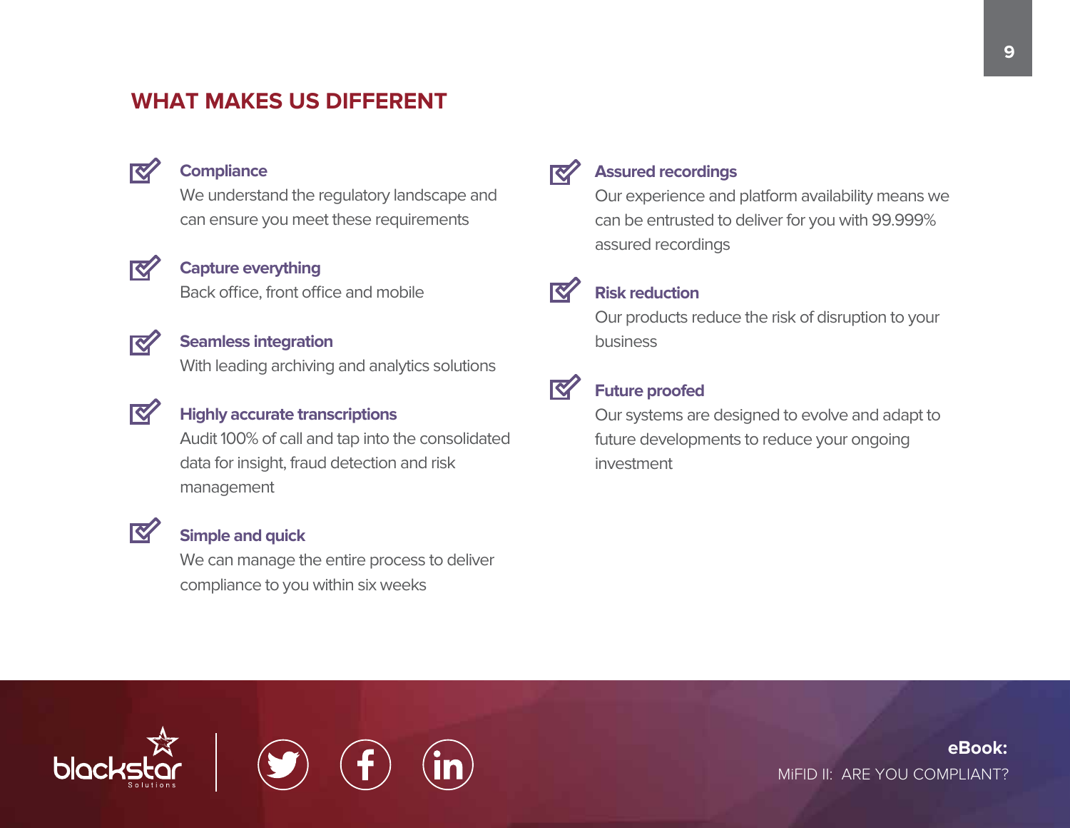## WHAT MAKES US DIFFERENT

**Compliance**
We understand the regulatory landscape and can ensure you meet these requirements

**Capture everything**
Back office, front office and mobile

**Seamless integration**
With leading archiving and analytics solutions

**Highly accurate transcriptions**
Audit 100% of call and tap into the consolidated data for insight, fraud detection and risk management

**Simple and quick**
We can manage the entire process to deliver compliance to you within six weeks

**Assured recordings**
Our experience and platform availability means we can be entrusted to deliver for you with 99.999% assured recordings

**Risk reduction**
Our products reduce the risk of disruption to your business

**Future proofed**
Our systems are designed to evolve and adapt to future developments to reduce your ongoing investment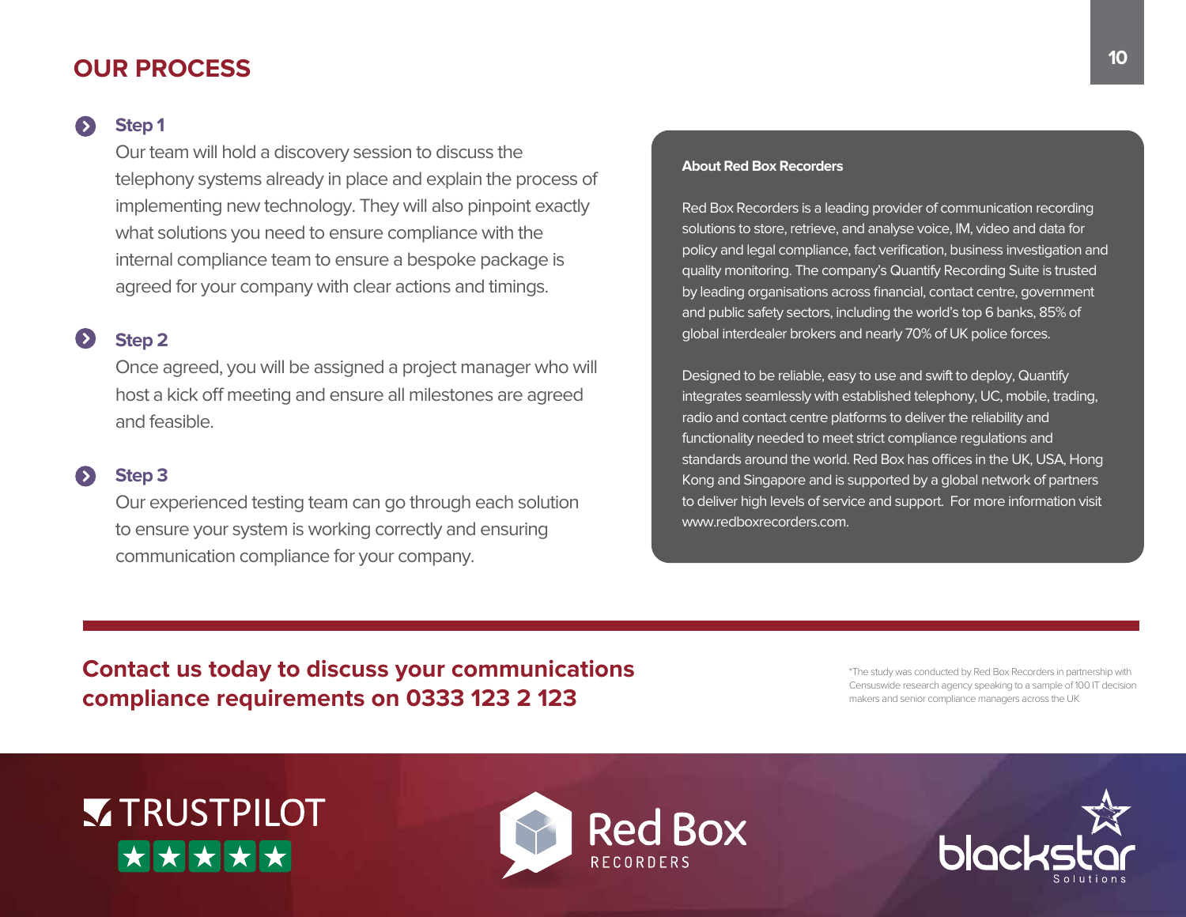## OUR PROCESS

### Step 1

Our team will hold a discovery session to discuss the telephony systems already in place and explain the process of implementing new technology. They will also pinpoint exactly what solutions you need to ensure compliance with the internal compliance team to ensure a bespoke package is agreed for your company with clear actions and timings.

### Step 2

Once agreed, you will be assigned a project manager who will host a kick off meeting and ensure all milestones are agreed and feasible.

### Step 3

Our experienced testing team can go through each solution to ensure your system is working correctly and ensuring communication compliance for your company.

**About Red Box Recorders**

Red Box Recorders is a leading provider of communication recording solutions to store, retrieve, and analyse voice, IM, video and data for policy and legal compliance, fact verification, business investigation and quality monitoring. The company's Quantify Recording Suite is trusted by leading organisations across financial, contact centre, government and public safety sectors, including the world's top 6 banks, 85% of global interdealer brokers and nearly 70% of UK police forces.

Designed to be reliable, easy to use and swift to deploy, Quantify integrates seamlessly with established telephony, UC, mobile, trading, radio and contact centre platforms to deliver the reliability and functionality needed to meet strict compliance regulations and standards around the world. Red Box has offices in the UK, USA, Hong Kong and Singapore and is supported by a global network of partners to deliver high levels of service and support. For more information visit www.redboxrecorders.com.

**Contact us today to discuss your communications compliance requirements on 0333 123 2 123**

*The study was conducted by Red Box Recorders in partnership with Censuswide research agency speaking to a sample of 100 IT decision makers and senior compliance managers across the UK

TRUSTPILOT

Red Box RECORDERS

blackstar Solutions